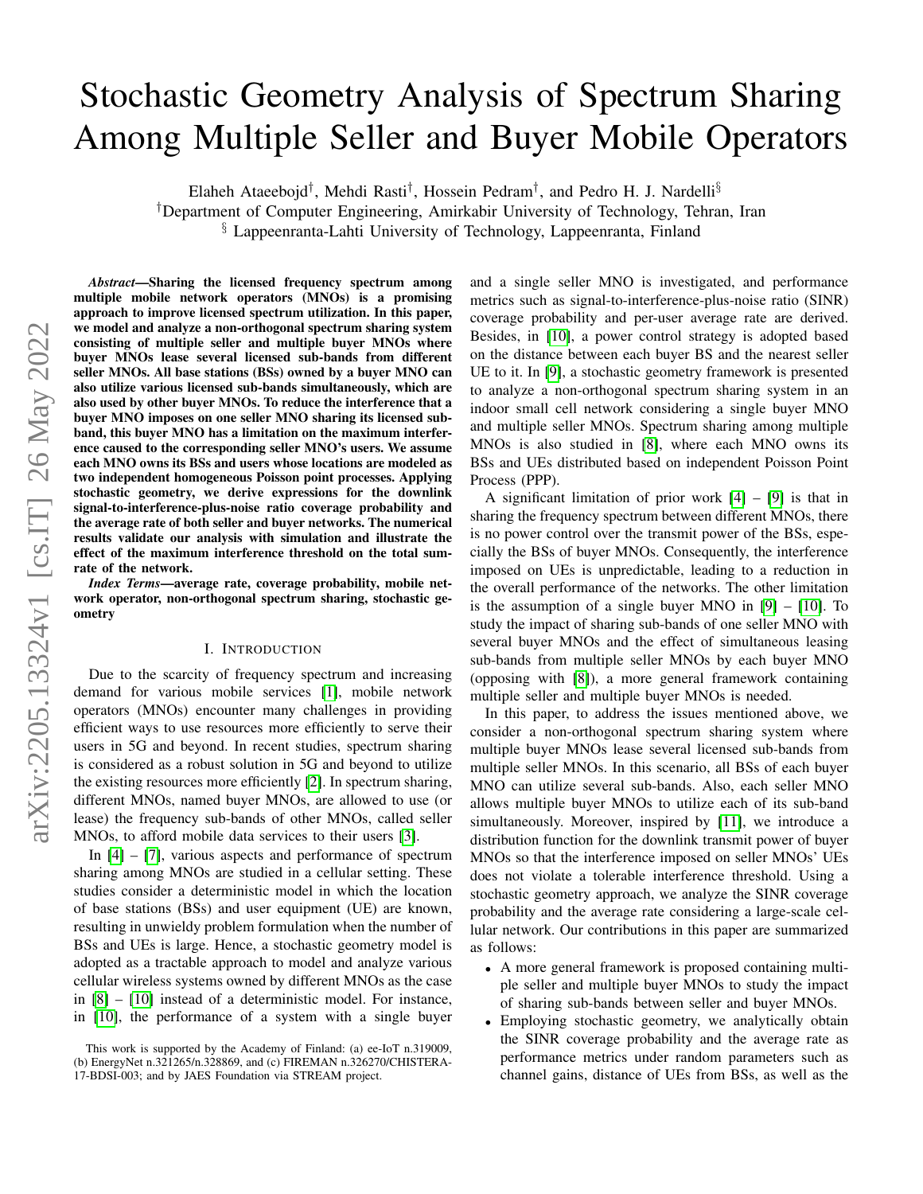# Stochastic Geometry Analysis of Spectrum Sharing Among Multiple Seller and Buyer Mobile Operators

Elaheh Ataeebojd[†], Mehdi Rasti[†], Hossein Pedram[†], and Pedro H. J. Nardelli[§]

[†]Department of Computer Engineering, Amirkabir University of Technology, Tehran, Iran

[§] Lappeenranta-Lahti University of Technology, Lappeenranta, Finland

***Abstract*—Sharing the licensed frequency spectrum among multiple mobile network operators (MNOs) is a promising approach to improve licensed spectrum utilization. In this paper, we model and analyze a non-orthogonal spectrum sharing system consisting of multiple seller and multiple buyer MNOs where buyer MNOs lease several licensed sub-bands from different seller MNOs. All base stations (BSs) owned by a buyer MNO can also utilize various licensed sub-bands simultaneously, which are also used by other buyer MNOs. To reduce the interference that a buyer MNO imposes on one seller MNO sharing its licensed sub-band, this buyer MNO has a limitation on the maximum interference caused to the corresponding seller MNO's users. We assume each MNO owns its BSs and users whose locations are modeled as two independent homogeneous Poisson point processes. Applying stochastic geometry, we derive expressions for the downlink signal-to-interference-plus-noise ratio coverage probability and the average rate of both seller and buyer networks. The numerical results validate our analysis with simulation and illustrate the effect of the maximum interference threshold on the total sum-rate of the network.**

***Index Terms*—average rate, coverage probability, mobile network operator, non-orthogonal spectrum sharing, stochastic geometry**

## I. Introduction

Due to the scarcity of frequency spectrum and increasing demand for various mobile services [1], mobile network operators (MNOs) encounter many challenges in providing efficient ways to use resources more efficiently to serve their users in 5G and beyond. In recent studies, spectrum sharing is considered as a robust solution in 5G and beyond to utilize the existing resources more efficiently [2]. In spectrum sharing, different MNOs, named buyer MNOs, are allowed to use (or lease) the frequency sub-bands of other MNOs, called seller MNOs, to afford mobile data services to their users [3].

In [4] – [7], various aspects and performance of spectrum sharing among MNOs are studied in a cellular setting. These studies consider a deterministic model in which the location of base stations (BSs) and user equipment (UE) are known, resulting in unwieldy problem formulation when the number of BSs and UEs is large. Hence, a stochastic geometry model is adopted as a tractable approach to model and analyze various cellular wireless systems owned by different MNOs as the case in [8] – [10] instead of a deterministic model. For instance, in [10], the performance of a system with a single buyer and a single seller MNO is investigated, and performance metrics such as signal-to-interference-plus-noise ratio (SINR) coverage probability and per-user average rate are derived. Besides, in [10], a power control strategy is adopted based on the distance between each buyer BS and the nearest seller UE to it. In [9], a stochastic geometry framework is presented to analyze a non-orthogonal spectrum sharing system in an indoor small cell network considering a single buyer MNO and multiple seller MNOs. Spectrum sharing among multiple MNOs is also studied in [8], where each MNO owns its BSs and UEs distributed based on independent Poisson Point Process (PPP).

A significant limitation of prior work [4] – [9] is that in sharing the frequency spectrum between different MNOs, there is no power control over the transmit power of the BSs, especially the BSs of buyer MNOs. Consequently, the interference imposed on UEs is unpredictable, leading to a reduction in the overall performance of the networks. The other limitation is the assumption of a single buyer MNO in [9] – [10]. To study the impact of sharing sub-bands of one seller MNO with several buyer MNOs and the effect of simultaneous leasing sub-bands from multiple seller MNOs by each buyer MNO (opposing with [8]), a more general framework containing multiple seller and multiple buyer MNOs is needed.

In this paper, to address the issues mentioned above, we consider a non-orthogonal spectrum sharing system where multiple buyer MNOs lease several licensed sub-bands from multiple seller MNOs. In this scenario, all BSs of each buyer MNO can utilize several sub-bands. Also, each seller MNO allows multiple buyer MNOs to utilize each of its sub-band simultaneously. Moreover, inspired by [11], we introduce a distribution function for the downlink transmit power of buyer MNOs so that the interference imposed on seller MNOs' UEs does not violate a tolerable interference threshold. Using a stochastic geometry approach, we analyze the SINR coverage probability and the average rate considering a large-scale cellular network. Our contributions in this paper are summarized as follows:

- A more general framework is proposed containing multiple seller and multiple buyer MNOs to study the impact of sharing sub-bands between seller and buyer MNOs.
- Employing stochastic geometry, we analytically obtain the SINR coverage probability and the average rate as performance metrics under random parameters such as channel gains, distance of UEs from BSs, as well as the

This work is supported by the Academy of Finland: (a) ee-IoT n.319009, (b) EnergyNet n.321265/n.328869, and (c) FIREMAN n.326270/CHISTERA-17-BDSI-003; and by JAES Foundation via STREAM project.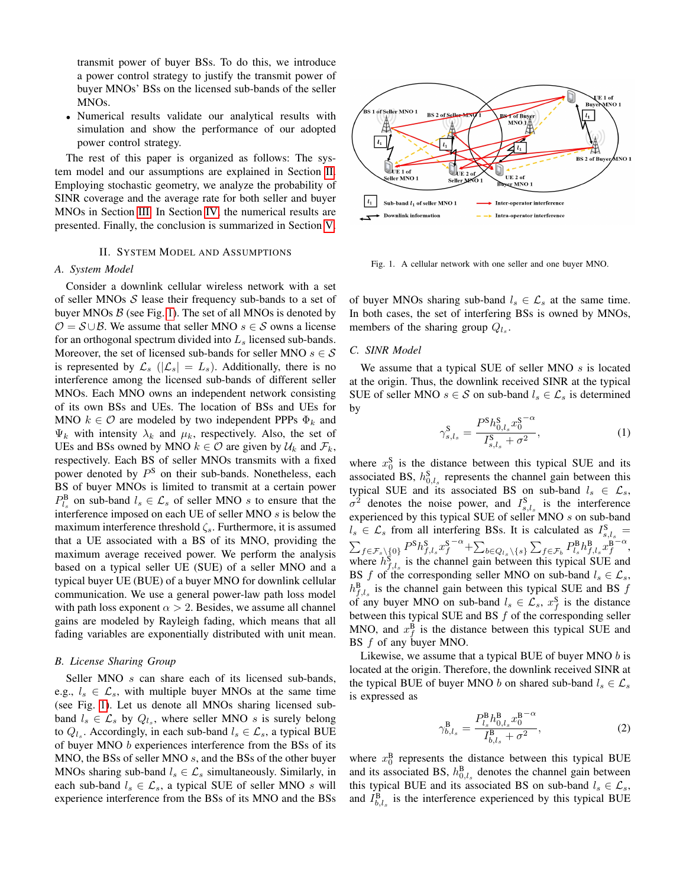transmit power of buyer BSs. To do this, we introduce a power control strategy to justify the transmit power of buyer MNOs' BSs on the licensed sub-bands of the seller MNOs.

- Numerical results validate our analytical results with simulation and show the performance of our adopted power control strategy.

The rest of this paper is organized as follows: The system model and our assumptions are explained in Section II. Employing stochastic geometry, we analyze the probability of SINR coverage and the average rate for both seller and buyer MNOs in Section III. In Section IV, the numerical results are presented. Finally, the conclusion is summarized in Section V.

## II. System Model and Assumptions

### A. System Model

Consider a downlink cellular wireless network with a set of seller MNOs $\mathcal{S}$ lease their frequency sub-bands to a set of buyer MNOs $\mathcal{B}$ (see Fig. 1). The set of all MNOs is denoted by $\mathcal{O} = \mathcal{S} \cup \mathcal{B}$. We assume that seller MNO $s \in \mathcal{S}$ owns a license for an orthogonal spectrum divided into $L_s$ licensed sub-bands. Moreover, the set of licensed sub-bands for seller MNO $s \in \mathcal{S}$ is represented by $\mathcal{L}_s$ ($|\mathcal{L}_s| = L_s$). Additionally, there is no interference among the licensed sub-bands of different seller MNOs. Each MNO owns an independent network consisting of its own BSs and UEs. The location of BSs and UEs for MNO $k \in \mathcal{O}$ are modeled by two independent PPPs $\Phi_k$ and $\Psi_k$ with intensity $\lambda_k$ and $\mu_k$, respectively. Also, the set of UEs and BSs owned by MNO $k \in \mathcal{O}$ are given by $\mathcal{U}_k$ and $\mathcal{F}_k$, respectively. Each BS of seller MNOs transmits with a fixed power denoted by $P^{\mathrm{S}}$ on their sub-bands. Nonetheless, each BS of buyer MNOs is limited to transmit at a certain power $P^{\mathrm{B}}_{l_s}$ on sub-band $l_s \in \mathcal{L}_s$ of seller MNO $s$ to ensure that the interference imposed on each UE of seller MNO $s$ is below the maximum interference threshold $\zeta_s$. Furthermore, it is assumed that a UE associated with a BS of its MNO, providing the maximum average received power. We perform the analysis based on a typical seller UE (SUE) of a seller MNO and a typical buyer UE (BUE) of a buyer MNO for downlink cellular communication. We use a general power-law path loss model with path loss exponent $\alpha > 2$. Besides, we assume all channel gains are modeled by Rayleigh fading, which means that all fading variables are exponentially distributed with unit mean.

### B. License Sharing Group

Seller MNO $s$ can share each of its licensed sub-bands, e.g., $l_s \in \mathcal{L}_s$, with multiple buyer MNOs at the same time (see Fig. 1). Let us denote all MNOs sharing licensed sub-band $l_s \in \mathcal{L}_s$ by $Q_{l_s}$, where seller MNO $s$ is surely belong to $Q_{l_s}$. Accordingly, in each sub-band $l_s \in \mathcal{L}_s$, a typical BUE of buyer MNO $b$ experiences interference from the BSs of its MNO, the BSs of seller MNO $s$, and the BSs of the other buyer MNOs sharing sub-band $l_s \in \mathcal{L}_s$ simultaneously. Similarly, in each sub-band $l_s \in \mathcal{L}_s$, a typical SUE of seller MNO $s$ will experience interference from the BSs of its MNO and the BSs of buyer MNOs sharing sub-band $l_s \in \mathcal{L}_s$ at the same time. In both cases, the set of interfering BSs is owned by MNOs, members of the sharing group $Q_{l_s}$.

Fig. 1. A cellular network with one seller and one buyer MNO.

### C. SINR Model

We assume that a typical SUE of seller MNO $s$ is located at the origin. Thus, the downlink received SINR at the typical SUE of seller MNO $s \in \mathcal{S}$ on sub-band $l_s \in \mathcal{L}_s$ is determined by

$$\gamma^{\mathrm{S}}_{s,l_s} = \frac{P^{\mathrm{S}} h^{\mathrm{S}}_{0,l_s} {x^{\mathrm{S}}_0}^{-\alpha}}{I^{\mathrm{S}}_{s,l_s} + \sigma^2}, \tag{1}$$

where $x^{\mathrm{S}}_0$ is the distance between this typical SUE and its associated BS, $h^{\mathrm{S}}_{0,l_s}$ represents the channel gain between this typical SUE and its associated BS on sub-band $l_s \in \mathcal{L}_s$, $\sigma^2$ denotes the noise power, and $I^{\mathrm{S}}_{s,l_s}$ is the interference experienced by this typical SUE of seller MNO $s$ on sub-band $l_s \in \mathcal{L}_s$ from all interfering BSs. It is calculated as $I^{\mathrm{S}}_{s,l_s} = \sum_{f \in \mathcal{F}_s \backslash \{0\}} P^{\mathrm{S}} h^{\mathrm{S}}_{f,l_s} {x^{\mathrm{S}}_f}^{-\alpha} + \sum_{b \in Q_{l_s} \backslash \{s\}} \sum_{f \in \mathcal{F}_b} P^{\mathrm{B}}_{l_s} h^{\mathrm{B}}_{f,l_s} {x^{\mathrm{B}}_f}^{-\alpha}$, where $h^{\mathrm{S}}_{f,l_s}$ is the channel gain between this typical SUE and BS $f$ of the corresponding seller MNO on sub-band $l_s \in \mathcal{L}_s$, $h^{\mathrm{B}}_{f,l_s}$ is the channel gain between this typical SUE and BS $f$ of any buyer MNO on sub-band $l_s \in \mathcal{L}_s$, $x^{\mathrm{S}}_f$ is the distance between this typical SUE and BS $f$ of the corresponding seller MNO, and $x^{\mathrm{B}}_f$ is the distance between this typical SUE and BS $f$ of any buyer MNO.

Likewise, we assume that a typical BUE of buyer MNO $b$ is located at the origin. Therefore, the downlink received SINR at the typical BUE of buyer MNO $b$ on shared sub-band $l_s \in \mathcal{L}_s$ is expressed as

$$\gamma^{\mathrm{B}}_{b,l_s} = \frac{P^{\mathrm{B}}_{l_s} h^{\mathrm{B}}_{0,l_s} {x^{\mathrm{B}}_0}^{-\alpha}}{I^{\mathrm{B}}_{b,l_s} + \sigma^2}, \tag{2}$$

where $x^{\mathrm{B}}_0$ represents the distance between this typical BUE and its associated BS, $h^{\mathrm{B}}_{0,l_s}$ denotes the channel gain between this typical BUE and its associated BS on sub-band $l_s \in \mathcal{L}_s$, and $I^{\mathrm{B}}_{b,l_s}$ is the interference experienced by this typical BUE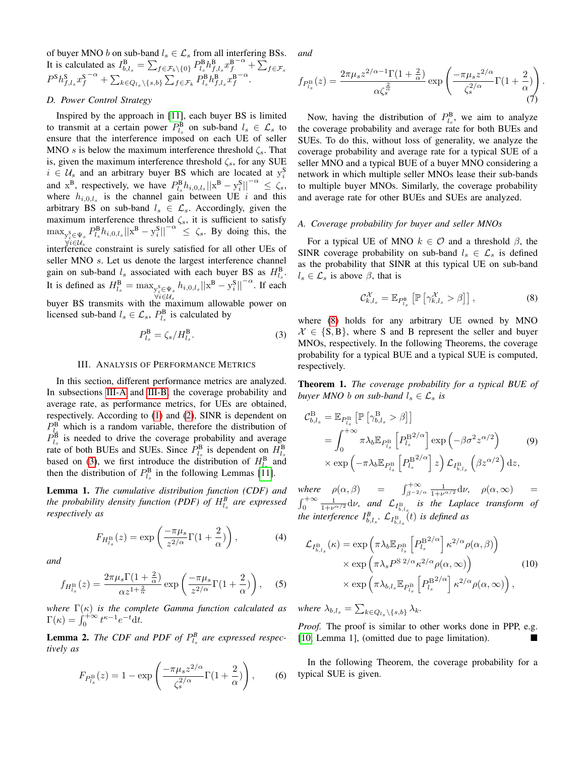of buyer MNO $b$ on sub-band $l_s \in \mathcal{L}_s$ from all interfering BSs. It is calculated as $I^{\mathrm{B}}_{b,l_s} = \sum_{f\in\mathcal{F}_b\setminus\{0\}} P^{\mathrm{B}}_{l_s} h^{\mathrm{B}}_{f,l_s} x_f^{\mathrm{B}^{-\alpha}} + \sum_{f\in\mathcal{F}_s} P^{\mathrm{S}} h^{\mathrm{S}}_{f,l_s} x_f^{\mathrm{S}^{-\alpha}} + \sum_{k\in Q_{l_s}\setminus\{s,b\}} \sum_{f\in\mathcal{F}_k} P^{\mathrm{B}}_{l_s} h^{\mathrm{B}}_{f,l_s} x_f^{\mathrm{B}^{-\alpha}}$.

### D. Power Control Strategy

Inspired by the approach in [11], each buyer BS is limited to transmit at a certain power $P^{\mathrm{B}}_{l_s}$ on sub-band $l_s \in \mathcal{L}_s$ to ensure that the interference imposed on each UE of seller MNO $s$ is below the maximum interference threshold $\zeta_s$. That is, given the maximum interference threshold $\zeta_s$, for any SUE $i \in \mathcal{U}_s$ and an arbitrary buyer BS which are located at $\mathrm{y}^{\mathrm{S}}_i$ and $\mathrm{x}^{\mathrm{B}}$, respectively, we have $P^{\mathrm{B}}_{l_s} h_{i,0,l_s} ||\mathrm{x}^{\mathrm{B}} - \mathrm{y}^{\mathrm{S}}_i||^{-\alpha} \leq \zeta_s$, where $h_{i,0,l_s}$ is the channel gain between UE $i$ and this arbitrary BS on sub-band $l_s \in \mathcal{L}_s$. Accordingly, given the maximum interference threshold $\zeta_s$, it is sufficient to satisfy $\max_{\substack{\mathrm{y}^{s}_i\in\Psi_s\\ \forall i\in\mathcal{U}_s}} P^{\mathrm{B}}_{l_s} h_{i,0,l_s} ||\mathrm{x}^{\mathrm{B}} - \mathrm{y}^{\mathrm{S}}_i||^{-\alpha} \leq \zeta_s$. By doing this, the interference constraint is surely satisfied for all other UEs of seller MNO $s$. Let us denote the largest interference channel gain on sub-band $l_s$ associated with each buyer BS as $H^{\mathrm{B}}_{l_s}$. It is defined as $H^{\mathrm{B}}_{l_s} = \max_{\substack{\mathrm{y}^{s}_i\in\Psi_s\\ \forall i\in\mathcal{U}_s}} h_{i,0,l_s} ||\mathrm{x}^{\mathrm{B}} - \mathrm{y}^{\mathrm{S}}_i||^{-\alpha}$. If each buyer BS transmits with the maximum allowable power on licensed sub-band $l_s \in \mathcal{L}_s$, $P^{\mathrm{B}}_{l_s}$ is calculated by

$$P^{\mathrm{B}}_{l_s} = \zeta_s / H^{\mathrm{B}}_{l_s}. \tag{3}$$

## III. Analysis of Performance Metrics

In this section, different performance metrics are analyzed. In subsections III-A and III-B, the coverage probability and average rate, as performance metrics, for UEs are obtained, respectively. According to (1) and (2), SINR is dependent on $P^{\mathrm{B}}_{l_s}$ which is a random variable, therefore the distribution of $P^{\mathrm{B}}_{l_s}$ is needed to drive the coverage probability and average rate of both BUEs and SUEs. Since $P^{\mathrm{B}}_{l_s}$ is dependent on $H^{\mathrm{B}}_{l_s}$ based on (3), we first introduce the distribution of $H^{\mathrm{B}}_{l_s}$ and then the distribution of $P^{\mathrm{B}}_{l_s}$ in the following Lemmas [11].

**Lemma 1.** *The cumulative distribution function (CDF) and the probability density function (PDF) of $H^B_{l_s}$ are expressed respectively as*

$$F_{H^{\mathrm{B}}_{l_s}}(z) = \exp\left(\frac{-\pi\mu_s}{z^{2/\alpha}}\Gamma(1+\frac{2}{\alpha})\right), \tag{4}$$

*and*

$$f_{H^{\mathrm{B}}_{l_s}}(z) = \frac{2\pi\mu_s\Gamma(1+\frac{2}{\alpha})}{\alpha z^{1+\frac{2}{\alpha}}} \exp\left(\frac{-\pi\mu_s}{z^{2/\alpha}}\Gamma(1+\frac{2}{\alpha})\right), \tag{5}$$

*where $\Gamma(\kappa)$ is the complete Gamma function calculated as $\Gamma(\kappa) = \int_0^{+\infty} t^{\kappa-1}e^{-t}\mathrm{d}t$.*

**Lemma 2.** *The CDF and PDF of $P^B_{l_s}$ are expressed respectively as*

$$F_{P^{\mathrm{B}}_{l_s}}(z) = 1 - \exp\left(\frac{-\pi\mu_s z^{2/\alpha}}{\zeta_s^{2/\alpha}}\Gamma(1+\frac{2}{\alpha})\right), \tag{6}$$

*and*

$$f_{P^{\mathrm{B}}_{l_s}}(z) = \frac{2\pi\mu_s z^{2/\alpha-1}\Gamma(1+\frac{2}{\alpha})}{\alpha\zeta_s^{\frac{2}{\alpha}}} \exp\left(\frac{-\pi\mu_s z^{2/\alpha}}{\zeta_s^{2/\alpha}}\Gamma(1+\frac{2}{\alpha})\right). \tag{7}$$

Now, having the distribution of $P^{\mathrm{B}}_{l_s}$, we aim to analyze the coverage probability and average rate for both BUEs and SUEs. To do this, without loss of generality, we analyze the coverage probability and average rate for a typical SUE of a seller MNO and a typical BUE of a buyer MNO considering a network in which multiple seller MNOs lease their sub-bands to multiple buyer MNOs. Similarly, the coverage probability and average rate for other BUEs and SUEs are analyzed.

### A. Coverage probability for buyer and seller MNOs

For a typical UE of MNO $k \in \mathcal{O}$ and a threshold $\beta$, the SINR coverage probability on sub-band $l_s \in \mathcal{L}_s$ is defined as the probability that SINR at this typical UE on sub-band $l_s \in \mathcal{L}_s$ is above $\beta$, that is

$$\mathcal{C}^{\mathcal{X}}_{k,l_s} = \mathbb{E}_{P^{\mathrm{B}}_{l_s}}\left[\mathbb{P}\left[\gamma^{\mathcal{X}}_{k,l_s} > \beta\right]\right], \tag{8}$$

where (8) holds for any arbitrary UE owned by MNO $\mathcal{X} \in \{\mathrm{S}, \mathrm{B}\}$, where S and B represent the seller and buyer MNOs, respectively. In the following Theorems, the coverage probability for a typical BUE and a typical SUE is computed, respectively.

**Theorem 1.** *The coverage probability for a typical BUE of buyer MNO $b$ on sub-band $l_s \in \mathcal{L}_s$ is*

$$\begin{aligned}
\mathcal{C}^{\mathrm{B}}_{b,l_s} &= \mathbb{E}_{P^{\mathrm{B}}_{l_s}}\left[\mathbb{P}\left[\gamma^{\mathrm{B}}_{b,l_s} > \beta\right]\right] \\
&= \int_0^{+\infty} \pi\lambda_b \mathbb{E}_{P^{\mathrm{B}}_{l_s}}\left[P^{\mathrm{B}\,2/\alpha}_{l_s}\right] \exp\left(-\beta\sigma^2 z^{\alpha/2}\right) \\
&\quad\times \exp\left(-\pi\lambda_b \mathbb{E}_{P^{\mathrm{B}}_{l_s}}\left[P^{\mathrm{B}\,2/\alpha}_{l_s}\right] z\right) \mathcal{L}_{I^{\mathrm{B}}_{b,l_s}}\left(\beta z^{\alpha/2}\right)\mathrm{d}z,
\end{aligned} \tag{9}$$

*where $\rho(\alpha,\beta) = \int_{\beta^{-2/\alpha}}^{+\infty} \frac{1}{1+\nu^{\alpha/2}}\mathrm{d}\nu$, $\rho(\alpha,\infty) = \int_0^{+\infty} \frac{1}{1+\nu^{\alpha/2}}\mathrm{d}\nu$, and $\mathcal{L}_{I^{\mathrm{B}}_{b,l_s}}$ is the Laplace transform of the interference $I^{\mathrm{B}}_{b,l_s}$. $\mathcal{L}_{I^{\mathrm{B}}_{b,l_s}}(t)$ is defined as*

$$\begin{aligned}
\mathcal{L}_{I^{\mathrm{B}}_{b,l_s}}(\kappa) &= \exp\left(\pi\lambda_b \mathbb{E}_{P^{\mathrm{B}}_{l_s}}\left[P^{\mathrm{B}\,2/\alpha}_{l_s}\right]\kappa^{2/\alpha}\rho(\alpha,\beta)\right) \\
&\quad\times \exp\left(\pi\lambda_s P^{\mathrm{S}\,2/\alpha}\kappa^{2/\alpha}\rho(\alpha,\infty)\right) \\
&\quad\times \exp\left(\pi\lambda_{b,l_s} \mathbb{E}_{P^{\mathrm{B}}_{l_s}}\left[P^{\mathrm{B}\,2/\alpha}_{l_s}\right]\kappa^{2/\alpha}\rho(\alpha,\infty)\right),
\end{aligned} \tag{10}$$

*where $\lambda_{b,l_s} = \sum_{k\in Q_{l_s}\setminus\{s,b\}} \lambda_k$.*

*Proof.* The proof is similar to other works done in PPP, e.g. [10, Lemma 1], (omitted due to page limitation). ∎

In the following Theorem, the coverage probability for a typical SUE is given.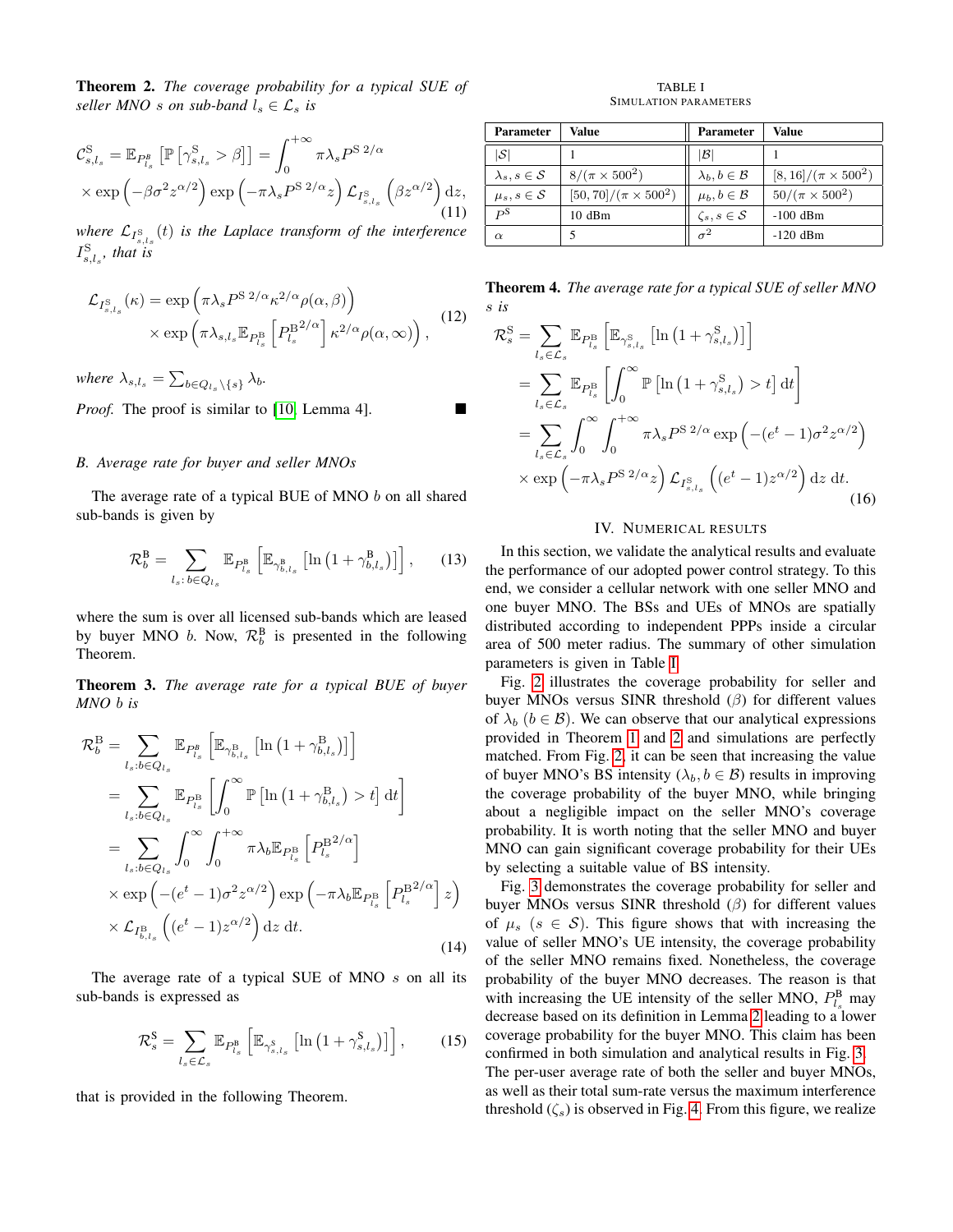**Theorem 2.** *The coverage probability for a typical SUE of seller MNO $s$ on sub-band $l_s \in \mathcal{L}_s$ is*

$$\mathcal{C}^{\mathrm{S}}_{s,l_s} = \mathbb{E}_{P^{\mathrm{B}}_{l_s}}\left[\mathbb{P}\left[\gamma^{\mathrm{S}}_{s,l_s} > \beta\right]\right] = \int_0^{+\infty} \pi\lambda_s P^{\mathrm{S}\ 2/\alpha} \times \exp\left(-\beta\sigma^2 z^{\alpha/2}\right)\exp\left(-\pi\lambda_s P^{\mathrm{S}\ 2/\alpha} z\right)\mathcal{L}_{I^{\mathrm{S}}_{s,l_s}}\left(\beta z^{\alpha/2}\right)\mathrm{d}z, \tag{11}$$

*where $\mathcal{L}_{I^{\mathrm{S}}_{s,l_s}}(t)$ is the Laplace transform of the interference $I^{\mathrm{S}}_{s,l_s}$, that is*

$$\mathcal{L}_{I^{\mathrm{S}}_{s,l_s}}(\kappa) = \exp\left(\pi\lambda_s P^{\mathrm{S}\ 2/\alpha}\kappa^{2/\alpha}\rho(\alpha,\beta)\right) \times \exp\left(\pi\lambda_{s,l_s}\mathbb{E}_{P^{\mathrm{B}}_{l_s}}\left[P^{\mathrm{B}\,2/\alpha}_{l_s}\right]\kappa^{2/\alpha}\rho(\alpha,\infty)\right), \tag{12}$$

*where $\lambda_{s,l_s} = \sum_{b\in Q_{l_s}\setminus\{s\}} \lambda_b$.*

*Proof.* The proof is similar to [10, Lemma 4]. ∎

### B. Average rate for buyer and seller MNOs

The average rate of a typical BUE of MNO $b$ on all shared sub-bands is given by

$$\mathcal{R}^{\mathrm{B}}_b = \sum_{l_s:\, b\in Q_{l_s}} \mathbb{E}_{P^{\mathrm{B}}_{l_s}}\left[\mathbb{E}_{\gamma^{\mathrm{B}}_{b,l_s}}\left[\ln\left(1+\gamma^{\mathrm{B}}_{b,l_s}\right)\right]\right], \tag{13}$$

where the sum is over all licensed sub-bands which are leased by buyer MNO $b$. Now, $\mathcal{R}^{\mathrm{B}}_b$ is presented in the following Theorem.

**Theorem 3.** *The average rate for a typical BUE of buyer MNO $b$ is*

$$\begin{aligned}
\mathcal{R}^{\mathrm{B}}_b &= \sum_{l_s: b\in Q_{l_s}} \mathbb{E}_{P^{\mathrm{B}}_{l_s}}\left[\mathbb{E}_{\gamma^{\mathrm{B}}_{b,l_s}}\left[\ln\left(1+\gamma^{\mathrm{B}}_{b,l_s}\right)\right]\right] \\
&= \sum_{l_s: b\in Q_{l_s}} \mathbb{E}_{P^{\mathrm{B}}_{l_s}}\left[\int_0^{\infty}\mathbb{P}\left[\ln\left(1+\gamma^{\mathrm{B}}_{b,l_s}\right) > t\right]\mathrm{d}t\right] \\
&= \sum_{l_s: b\in Q_{l_s}} \int_0^{\infty}\int_0^{+\infty} \pi\lambda_b \mathbb{E}_{P^{\mathrm{B}}_{l_s}}\left[P^{\mathrm{B}\,2/\alpha}_{l_s}\right] \\
&\times \exp\left(-(e^t-1)\sigma^2 z^{\alpha/2}\right)\exp\left(-\pi\lambda_b\mathbb{E}_{P^{\mathrm{B}}_{l_s}}\left[P^{\mathrm{B}\,2/\alpha}_{l_s}\right]z\right) \\
&\times \mathcal{L}_{I^{\mathrm{B}}_{b,l_s}}\left((e^t-1)z^{\alpha/2}\right)\mathrm{d}z\ \mathrm{d}t.
\end{aligned} \tag{14}$$

The average rate of a typical SUE of MNO $s$ on all its sub-bands is expressed as

$$\mathcal{R}^{\mathrm{S}}_s = \sum_{l_s\in\mathcal{L}_s} \mathbb{E}_{P^{\mathrm{B}}_{l_s}}\left[\mathbb{E}_{\gamma^{\mathrm{S}}_{s,l_s}}\left[\ln\left(1+\gamma^{\mathrm{S}}_{s,l_s}\right)\right]\right], \tag{15}$$

that is provided in the following Theorem.

TABLE I
SIMULATION PARAMETERS

| Parameter | Value | Parameter | Value |
|---|---|---|---|
| $\lvert\mathcal{S}\rvert$ | 1 | $\lvert\mathcal{B}\rvert$ | 1 |
| $\lambda_s, s\in\mathcal{S}$ | $8/(\pi\times 500^2)$ | $\lambda_b, b\in\mathcal{B}$ | $[8,16]/(\pi\times 500^2)$ |
| $\mu_s, s\in\mathcal{S}$ | $[50,70]/(\pi\times 500^2)$ | $\mu_b, b\in\mathcal{B}$ | $50/(\pi\times 500^2)$ |
| $P^{\mathrm{S}}$ | 10 dBm | $\zeta_s, s\in\mathcal{S}$ | -100 dBm |
| $\alpha$ | 5 | $\sigma^2$ | -120 dBm |

**Theorem 4.** *The average rate for a typical SUE of seller MNO $s$ is*

$$\begin{aligned}
\mathcal{R}^{\mathrm{S}}_s &= \sum_{l_s\in\mathcal{L}_s} \mathbb{E}_{P^{\mathrm{B}}_{l_s}}\left[\mathbb{E}_{\gamma^{\mathrm{S}}_{s,l_s}}\left[\ln\left(1+\gamma^{\mathrm{S}}_{s,l_s}\right)\right]\right] \\
&= \sum_{l_s\in\mathcal{L}_s} \mathbb{E}_{P^{\mathrm{B}}_{l_s}}\left[\int_0^{\infty}\mathbb{P}\left[\ln\left(1+\gamma^{\mathrm{S}}_{s,l_s}\right) > t\right]\mathrm{d}t\right] \\
&= \sum_{l_s\in\mathcal{L}_s} \int_0^{\infty}\int_0^{+\infty} \pi\lambda_s P^{\mathrm{S}\ 2/\alpha}\exp\left(-(e^t-1)\sigma^2 z^{\alpha/2}\right) \\
&\times \exp\left(-\pi\lambda_s P^{\mathrm{S}\ 2/\alpha} z\right)\mathcal{L}_{I^{\mathrm{S}}_{s,l_s}}\left((e^t-1)z^{\alpha/2}\right)\mathrm{d}z\ \mathrm{d}t.
\end{aligned} \tag{16}$$

## IV. NUMERICAL RESULTS

In this section, we validate the analytical results and evaluate the performance of our adopted power control strategy. To this end, we consider a cellular network with one seller MNO and one buyer MNO. The BSs and UEs of MNOs are spatially distributed according to independent PPPs inside a circular area of 500 meter radius. The summary of other simulation parameters is given in Table I.

Fig. 2 illustrates the coverage probability for seller and buyer MNOs versus SINR threshold ($\beta$) for different values of $\lambda_b$ ($b\in\mathcal{B}$). We can observe that our analytical expressions provided in Theorem 1 and 2 and simulations are perfectly matched. From Fig. 2, it can be seen that increasing the value of buyer MNO's BS intensity ($\lambda_b, b\in\mathcal{B}$) results in improving the coverage probability of the buyer MNO, while bringing about a negligible impact on the seller MNO's coverage probability. It is worth noting that the seller MNO and buyer MNO can gain significant coverage probability for their UEs by selecting a suitable value of BS intensity.

Fig. 3 demonstrates the coverage probability for seller and buyer MNOs versus SINR threshold ($\beta$) for different values of $\mu_s$ ($s\in\mathcal{S}$). This figure shows that with increasing the value of seller MNO's UE intensity, the coverage probability of the seller MNO remains fixed. Nonetheless, the coverage probability of the buyer MNO decreases. The reason is that with increasing the UE intensity of the seller MNO, $P^{\mathrm{B}}_{l_s}$ may decrease based on its definition in Lemma 2 leading to a lower coverage probability for the buyer MNO. This claim has been confirmed in both simulation and analytical results in Fig. 3. The per-user average rate of both the seller and buyer MNOs, as well as their total sum-rate versus the maximum interference threshold ($\zeta_s$) is observed in Fig. 4. From this figure, we realize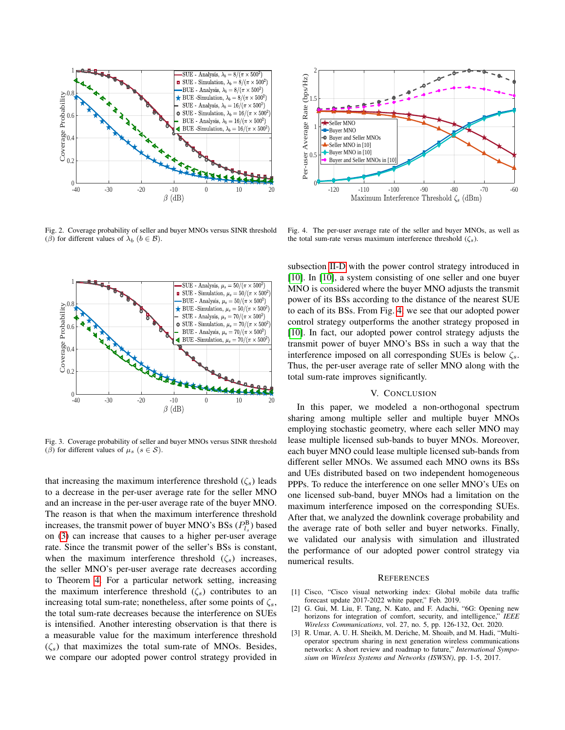Fig. 2. Coverage probability of seller and buyer MNOs versus SINR threshold ($\beta$) for different values of $\lambda_b$ ($b \in \mathcal{B}$).

Fig. 4. The per-user average rate of the seller and buyer MNOs, as well as the total sum-rate versus maximum interference threshold ($\zeta_s$).

Fig. 3. Coverage probability of seller and buyer MNOs versus SINR threshold ($\beta$) for different values of $\mu_s$ ($s \in \mathcal{S}$).

that increasing the maximum interference threshold ($\zeta_s$) leads to a decrease in the per-user average rate for the seller MNO and an increase in the per-user average rate of the buyer MNO. The reason is that when the maximum interference threshold increases, the transmit power of buyer MNO's BSs ($P^{\mathrm{B}}_{l_s}$) based on (3) can increase that causes to a higher per-user average rate. Since the transmit power of the seller's BSs is constant, when the maximum interference threshold ($\zeta_s$) increases, the seller MNO's per-user average rate decreases according to Theorem 4. For a particular network setting, increasing the maximum interference threshold ($\zeta_s$) contributes to an increasing total sum-rate; nonetheless, after some points of $\zeta_s$, the total sum-rate decreases because the interference on SUEs is intensified. Another interesting observation is that there is a measurable value for the maximum interference threshold ($\zeta_s$) that maximizes the total sum-rate of MNOs. Besides, we compare our adopted power control strategy provided in subsection II-D with the power control strategy introduced in [10]. In [10], a system consisting of one seller and one buyer MNO is considered where the buyer MNO adjusts the transmit power of its BSs according to the distance of the nearest SUE to each of its BSs. From Fig. 4, we see that our adopted power control strategy outperforms the another strategy proposed in [10]. In fact, our adopted power control strategy adjusts the transmit power of buyer MNO's BSs in such a way that the interference imposed on all corresponding SUEs is below $\zeta_s$. Thus, the per-user average rate of seller MNO along with the total sum-rate improves significantly.

## V. Conclusion

In this paper, we modeled a non-orthogonal spectrum sharing among multiple seller and multiple buyer MNOs employing stochastic geometry, where each seller MNO may lease multiple licensed sub-bands to buyer MNOs. Moreover, each buyer MNO could lease multiple licensed sub-bands from different seller MNOs. We assumed each MNO owns its BSs and UEs distributed based on two independent homogeneous PPPs. To reduce the interference on one seller MNO's UEs on one licensed sub-band, buyer MNOs had a limitation on the maximum interference imposed on the corresponding SUEs. After that, we analyzed the downlink coverage probability and the average rate of both seller and buyer networks. Finally, we validated our analysis with simulation and illustrated the performance of our adopted power control strategy via numerical results.

## References

[1] Cisco, "Cisco visual networking index: Global mobile data traffic forecast update 2017-2022 white paper," Feb. 2019.

[2] G. Gui, M. Liu, F. Tang, N. Kato, and F. Adachi, "6G: Opening new horizons for integration of comfort, security, and intelligence," *IEEE Wireless Communications*, vol. 27, no. 5, pp. 126-132, Oct. 2020.

[3] R. Umar, A. U. H. Sheikh, M. Deriche, M. Shoaib, and M. Hadi, "Multi-operator spectrum sharing in next generation wireless communications networks: A short review and roadmap to future," *International Symposium on Wireless Systems and Networks (ISWSN)*, pp. 1-5, 2017.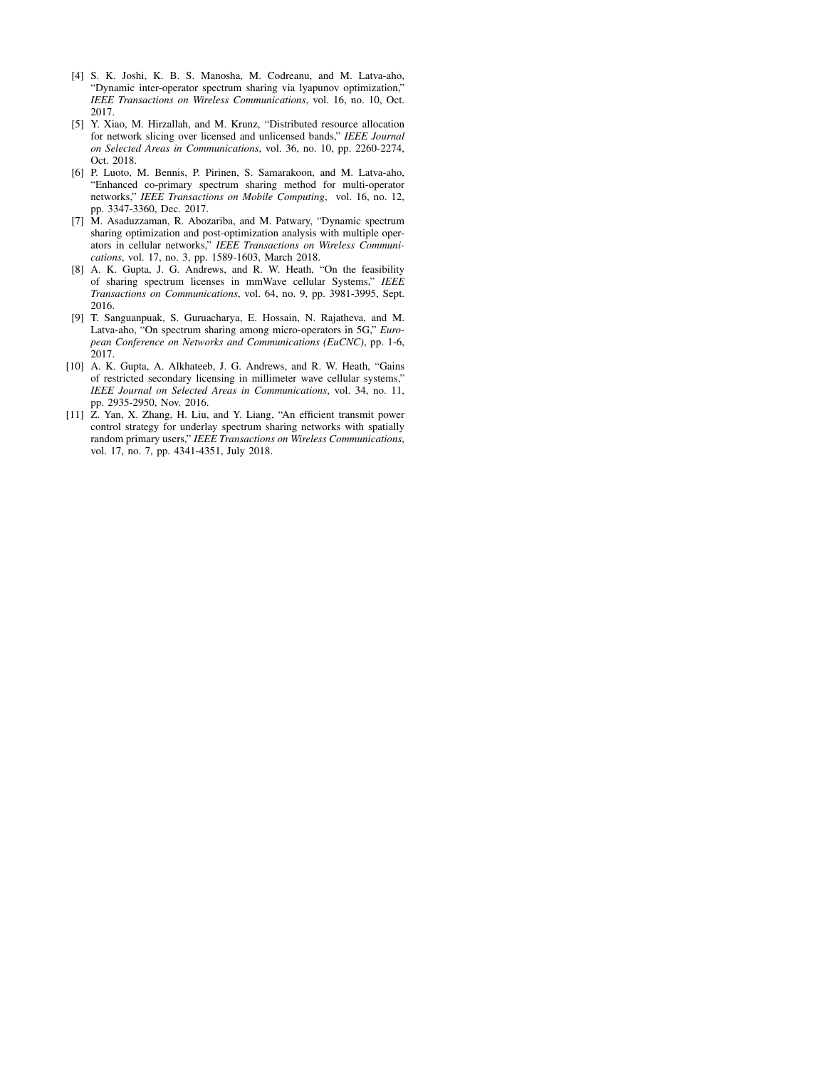[4] S. K. Joshi, K. B. S. Manosha, M. Codreanu, and M. Latva-aho, "Dynamic inter-operator spectrum sharing via lyapunov optimization," *IEEE Transactions on Wireless Communications*, vol. 16, no. 10, Oct. 2017.

[5] Y. Xiao, M. Hirzallah, and M. Krunz, "Distributed resource allocation for network slicing over licensed and unlicensed bands," *IEEE Journal on Selected Areas in Communications*, vol. 36, no. 10, pp. 2260-2274, Oct. 2018.

[6] P. Luoto, M. Bennis, P. Pirinen, S. Samarakoon, and M. Latva-aho, "Enhanced co-primary spectrum sharing method for multi-operator networks," *IEEE Transactions on Mobile Computing*, vol. 16, no. 12, pp. 3347-3360, Dec. 2017.

[7] M. Asaduzzaman, R. Abozariba, and M. Patwary, "Dynamic spectrum sharing optimization and post-optimization analysis with multiple operators in cellular networks," *IEEE Transactions on Wireless Communications*, vol. 17, no. 3, pp. 1589-1603, March 2018.

[8] A. K. Gupta, J. G. Andrews, and R. W. Heath, "On the feasibility of sharing spectrum licenses in mmWave cellular Systems," *IEEE Transactions on Communications*, vol. 64, no. 9, pp. 3981-3995, Sept. 2016.

[9] T. Sanguanpuak, S. Guruacharya, E. Hossain, N. Rajatheva, and M. Latva-aho, "On spectrum sharing among micro-operators in 5G," *European Conference on Networks and Communications (EuCNC)*, pp. 1-6, 2017.

[10] A. K. Gupta, A. Alkhateeb, J. G. Andrews, and R. W. Heath, "Gains of restricted secondary licensing in millimeter wave cellular systems," *IEEE Journal on Selected Areas in Communications*, vol. 34, no. 11, pp. 2935-2950, Nov. 2016.

[11] Z. Yan, X. Zhang, H. Liu, and Y. Liang, "An efficient transmit power control strategy for underlay spectrum sharing networks with spatially random primary users," *IEEE Transactions on Wireless Communications*, vol. 17, no. 7, pp. 4341-4351, July 2018.